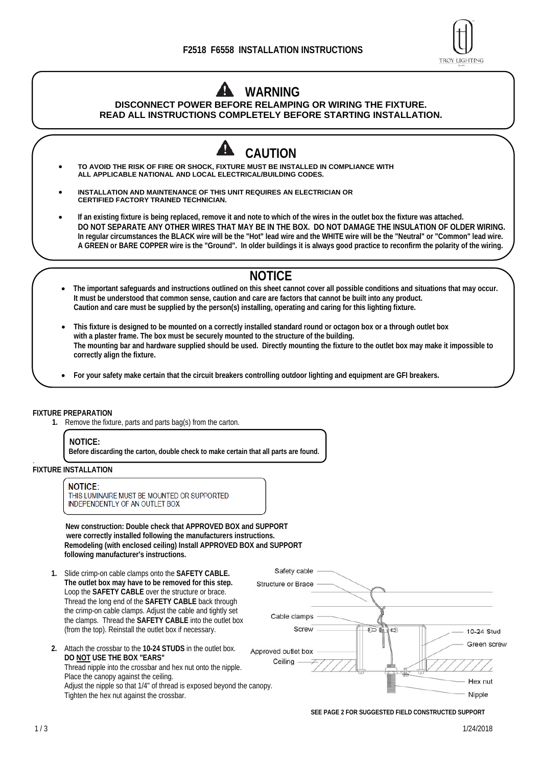# F2518 F6558 INSTALLATION INSTRUCTIONS

TROY LIGHTING

## WARNING

**DISCONNECT POWER BEFORE RELAMPING OR WIRING THE FIXTURE.**
**READ ALL INSTRUCTIONS COMPLETELY BEFORE STARTING INSTALLATION.**

## CAUTION

- **TO AVOID THE RISK OF FIRE OR SHOCK, FIXTURE MUST BE INSTALLED IN COMPLIANCE WITH ALL APPLICABLE NATIONAL AND LOCAL ELECTRICAL/BUILDING CODES.**
- **INSTALLATION AND MAINTENANCE OF THIS UNIT REQUIRES AN ELECTRICIAN OR CERTIFIED FACTORY TRAINED TECHNICIAN.**
- **If an existing fixture is being replaced, remove it and note to which of the wires in the outlet box the fixture was attached. DO NOT SEPARATE ANY OTHER WIRES THAT MAY BE IN THE BOX. DO NOT DAMAGE THE INSULATION OF OLDER WIRING. In regular circumstances the BLACK wire will be the "Hot" lead wire and the WHITE wire will be the "Neutral" or "Common" lead wire. A GREEN or BARE COPPER wire is the "Ground". In older buildings it is always good practice to reconfirm the polarity of the wiring.**

## NOTICE

- **The important safeguards and instructions outlined on this sheet cannot cover all possible conditions and situations that may occur. It must be understood that common sense, caution and care are factors that cannot be built into any product. Caution and care must be supplied by the person(s) installing, operating and caring for this lighting fixture.**
- **This fixture is designed to be mounted on a correctly installed standard round or octagon box or a through outlet box with a plaster frame. The box must be securely mounted to the structure of the building. The mounting bar and hardware supplied should be used. Directly mounting the fixture to the outlet box may make it impossible to correctly align the fixture.**
- **For your safety make certain that the circuit breakers controlling outdoor lighting and equipment are GFI breakers.**

### FIXTURE PREPARATION

1. Remove the fixture, parts and parts bag(s) from the carton.

> **NOTICE:**
> **Before discarding the carton, double check to make certain that all parts are found.**

### FIXTURE INSTALLATION

> **NOTICE:**
> THIS LUMINAIRE MUST BE MOUNTED OR SUPPORTED INDEPENDENTLY OF AN OUTLET BOX

**New construction: Double check that APPROVED BOX and SUPPORT were correctly installed following the manufacturers instructions.**
**Remodeling (with enclosed ceiling) Install APPROVED BOX and SUPPORT following manufacturer's instructions.**

1. Slide crimp-on cable clamps onto the **SAFETY CABLE. The outlet box may have to be removed for this step.** Loop the **SAFETY CABLE** over the structure or brace. Thread the long end of the **SAFETY CABLE** back through the crimp-on cable clamps. Adjust the cable and tightly set the clamps. Thread the **SAFETY CABLE** into the outlet box (from the top). Reinstall the outlet box if necessary.
2. Attach the crossbar to the **10-24 STUDS** in the outlet box. **DO NOT USE THE BOX "EARS"**
   Thread nipple into the crossbar and hex nut onto the nipple.
   Place the canopy against the ceiling.
   Adjust the nipple so that 1/4" of thread is exposed beyond the canopy.
   Tighten the hex nut against the crossbar.

Safety cable — Structure or Brace — Cable clamps — Screw — 10-24 Stud — Green screw — Approved outlet box — Ceiling — Hex nut — Nipple

**SEE PAGE 2 FOR SUGGESTED FIELD CONSTRUCTED SUPPORT**

1/24/2018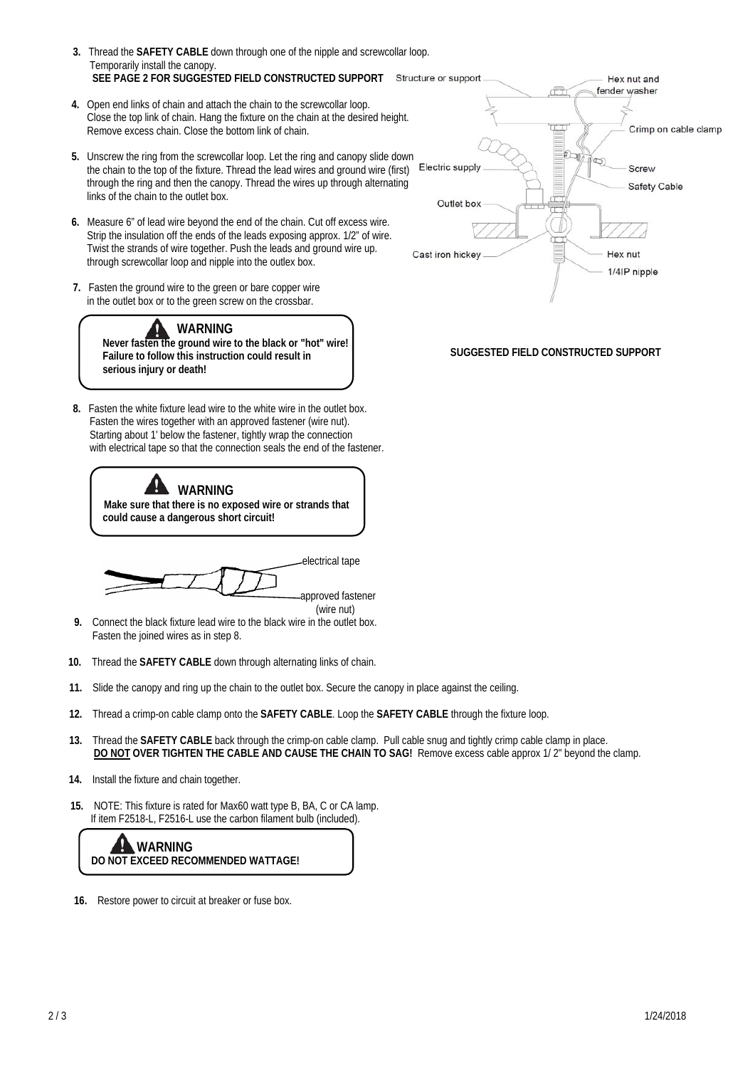**3.** Thread the **SAFETY CABLE** down through one of the nipple and screwcollar loop. Temporarily install the canopy.
**SEE PAGE 2 FOR SUGGESTED FIELD CONSTRUCTED SUPPORT**

**4.** Open end links of chain and attach the chain to the screwcollar loop. Close the top link of chain. Hang the fixture on the chain at the desired height. Remove excess chain. Close the bottom link of chain.

**5.** Unscrew the ring from the screwcollar loop. Let the ring and canopy slide down the chain to the top of the fixture. Thread the lead wires and ground wire (first) through the ring and then the canopy. Thread the wires up through alternating links of the chain to the outlet box.

**6.** Measure 6" of lead wire beyond the end of the chain. Cut off excess wire. Strip the insulation off the ends of the leads exposing approx. 1/2" of wire. Twist the strands of wire together. Push the leads and ground wire up. through screwcollar loop and nipple into the outlex box.

**7.** Fasten the ground wire to the green or bare copper wire in the outlet box or to the green screw on the crossbar.

**WARNING**
**Never fasten the ground wire to the black or "hot" wire! Failure to follow this instruction could result in serious injury or death!**

Structure or support
Hex nut and fender washer
Crimp on cable clamp
Electric supply
Screw
Safety Cable
Outlet box
Cast iron hickey
Hex nut
1/4IP nipple

**SUGGESTED FIELD CONSTRUCTED SUPPORT**

**8.** Fasten the white fixture lead wire to the white wire in the outlet box. Fasten the wires together with an approved fastener (wire nut). Starting about 1' below the fastener, tightly wrap the connection with electrical tape so that the connection seals the end of the fastener.

**WARNING**
**Make sure that there is no exposed wire or strands that could cause a dangerous short circuit!**

electrical tape
approved fastener (wire nut)

**9.** Connect the black fixture lead wire to the black wire in the outlet box. Fasten the joined wires as in step 8.

**10.** Thread the **SAFETY CABLE** down through alternating links of chain.

**11.** Slide the canopy and ring up the chain to the outlet box. Secure the canopy in place against the ceiling.

**12.** Thread a crimp-on cable clamp onto the **SAFETY CABLE**. Loop the **SAFETY CABLE** through the fixture loop.

**13.** Thread the **SAFETY CABLE** back through the crimp-on cable clamp. Pull cable snug and tightly crimp cable clamp in place. **DO NOT OVER TIGHTEN THE CABLE AND CAUSE THE CHAIN TO SAG!** Remove excess cable approx 1/ 2" beyond the clamp.

**14.** Install the fixture and chain together.

**15.** NOTE: This fixture is rated for Max60 watt type B, BA, C or CA lamp. If item F2518-L, F2516-L use the carbon filament bulb (included).

**WARNING**
**DO NOT EXCEED RECOMMENDED WATTAGE!**

**16.** Restore power to circuit at breaker or fuse box.

1/24/2018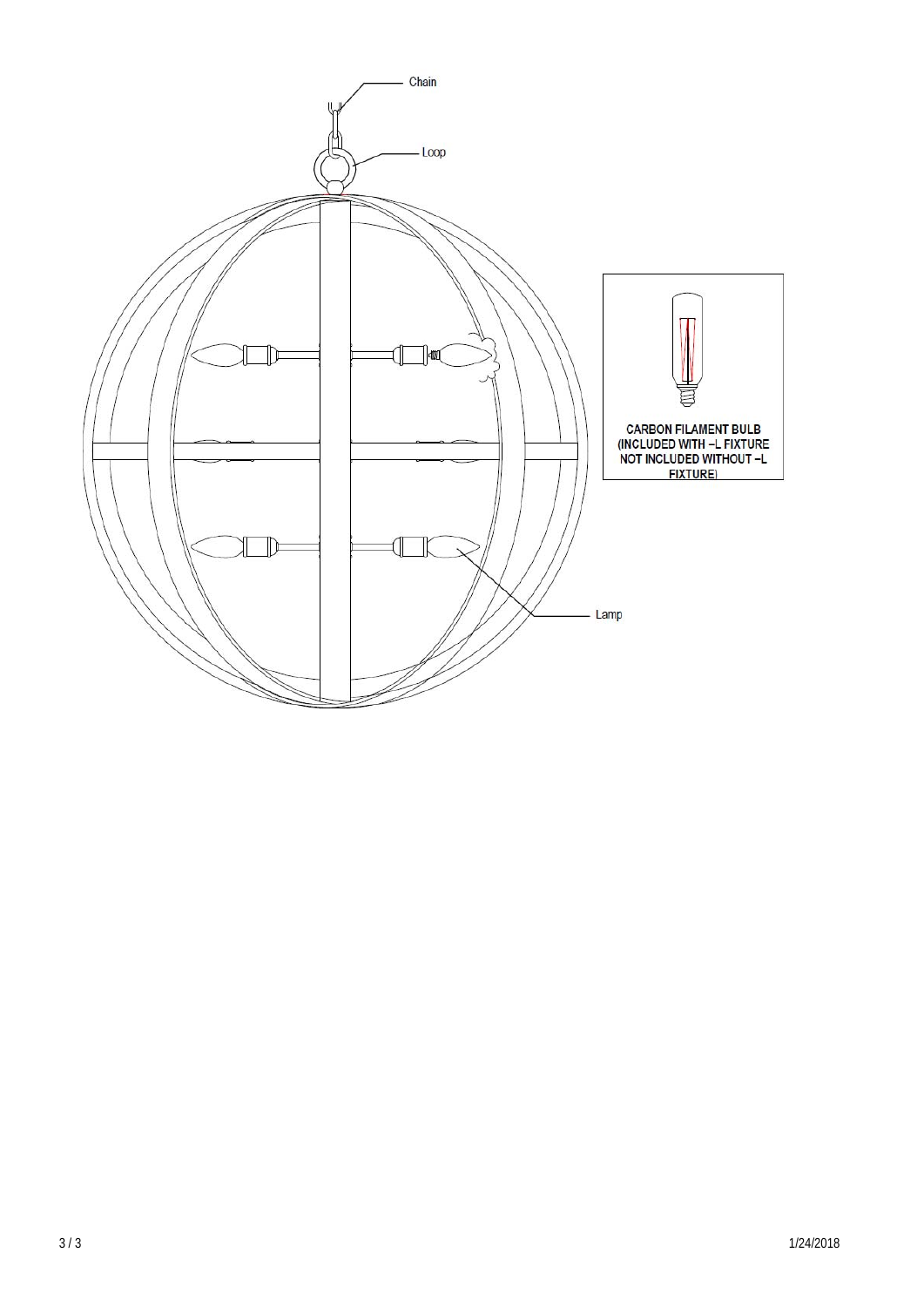Chain

Loop

CARBON FILAMENT BULB (INCLUDED WITH –L FIXTURE NOT INCLUDED WITHOUT –L FIXTURE)

Lamp

1/24/2018